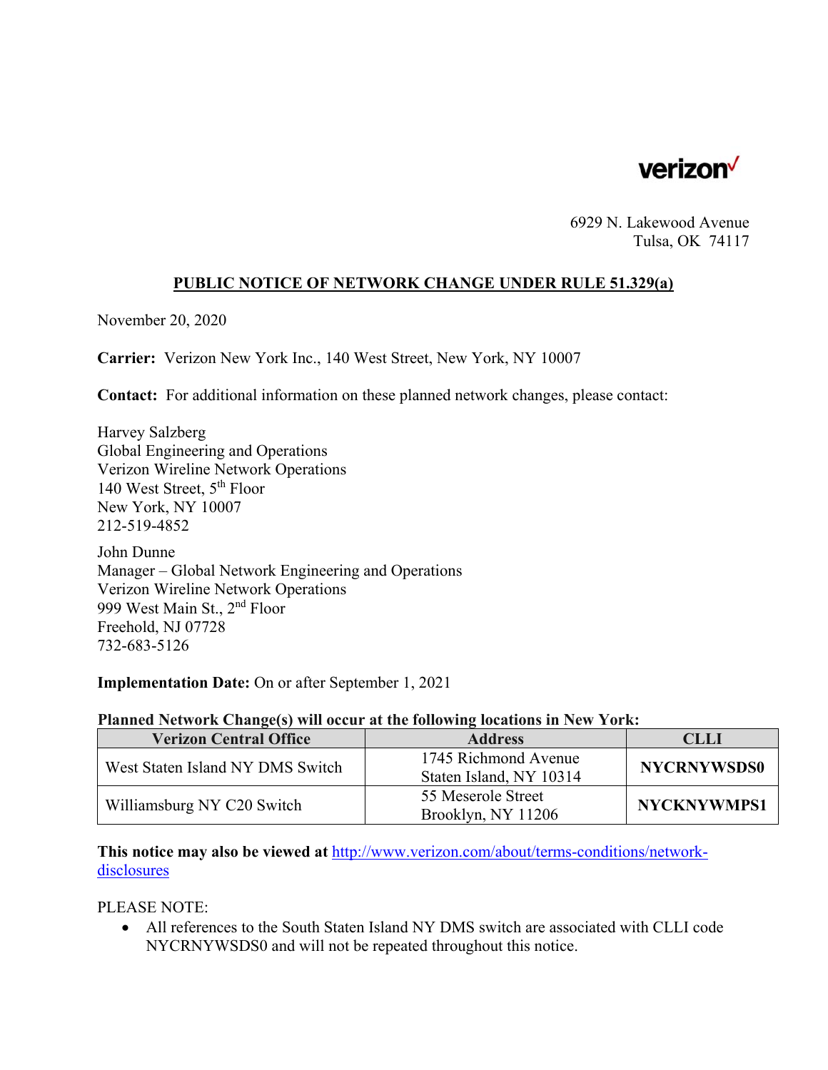verizon✓

6929 N. Lakewood Avenue
Tulsa, OK 74117

## PUBLIC NOTICE OF NETWORK CHANGE UNDER RULE 51.329(a)

November 20, 2020

**Carrier:** Verizon New York Inc., 140 West Street, New York, NY 10007

**Contact:** For additional information on these planned network changes, please contact:

Harvey Salzberg
Global Engineering and Operations
Verizon Wireline Network Operations
140 West Street, 5th Floor
New York, NY 10007
212-519-4852

John Dunne
Manager – Global Network Engineering and Operations
Verizon Wireline Network Operations
999 West Main St., 2nd Floor
Freehold, NJ 07728
732-683-5126

**Implementation Date:** On or after September 1, 2021

**Planned Network Change(s) will occur at the following locations in New York:**

| Verizon Central Office | Address | CLLI |
|---|---|---|
| West Staten Island NY DMS Switch | 1745 Richmond Avenue Staten Island, NY 10314 | **NYCRNYWSDS0** |
| Williamsburg NY C20 Switch | 55 Meserole Street Brooklyn, NY 11206 | **NYCKNYWMPS1** |

**This notice may also be viewed at** [http://www.verizon.com/about/terms-conditions/network-disclosures](http://www.verizon.com/about/terms-conditions/network-disclosures)

PLEASE NOTE:

- All references to the South Staten Island NY DMS switch are associated with CLLI code NYCRNYWSDS0 and will not be repeated throughout this notice.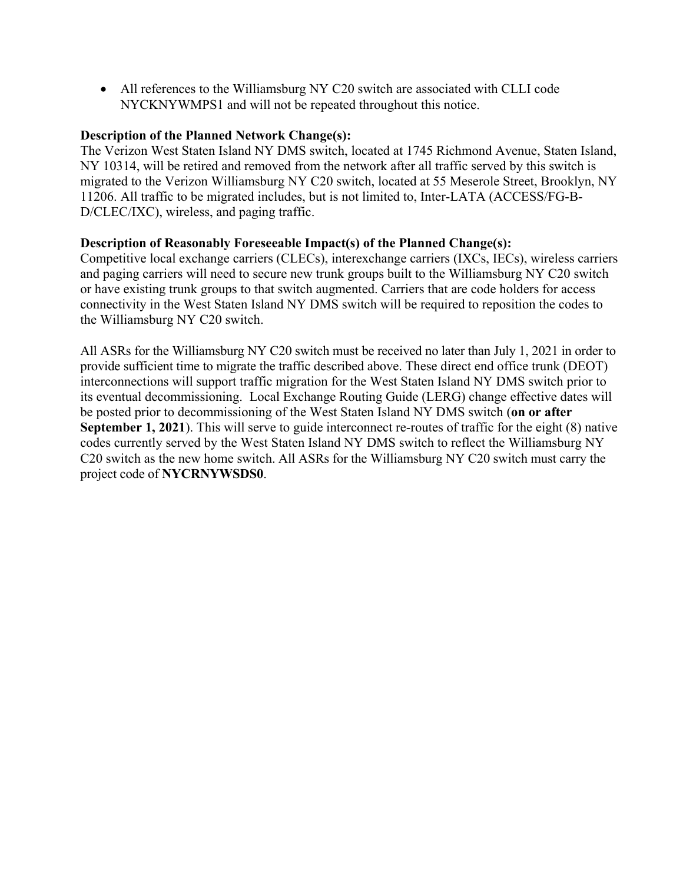- All references to the Williamsburg NY C20 switch are associated with CLLI code NYCKNYWMPS1 and will not be repeated throughout this notice.

**Description of the Planned Network Change(s):**
The Verizon West Staten Island NY DMS switch, located at 1745 Richmond Avenue, Staten Island, NY 10314, will be retired and removed from the network after all traffic served by this switch is migrated to the Verizon Williamsburg NY C20 switch, located at 55 Meserole Street, Brooklyn, NY 11206. All traffic to be migrated includes, but is not limited to, Inter-LATA (ACCESS/FG-B-D/CLEC/IXC), wireless, and paging traffic.

**Description of Reasonably Foreseeable Impact(s) of the Planned Change(s):**
Competitive local exchange carriers (CLECs), interexchange carriers (IXCs, IECs), wireless carriers and paging carriers will need to secure new trunk groups built to the Williamsburg NY C20 switch or have existing trunk groups to that switch augmented. Carriers that are code holders for access connectivity in the West Staten Island NY DMS switch will be required to reposition the codes to the Williamsburg NY C20 switch.

All ASRs for the Williamsburg NY C20 switch must be received no later than July 1, 2021 in order to provide sufficient time to migrate the traffic described above. These direct end office trunk (DEOT) interconnections will support traffic migration for the West Staten Island NY DMS switch prior to its eventual decommissioning. Local Exchange Routing Guide (LERG) change effective dates will be posted prior to decommissioning of the West Staten Island NY DMS switch (**on or after September 1, 2021**). This will serve to guide interconnect re-routes of traffic for the eight (8) native codes currently served by the West Staten Island NY DMS switch to reflect the Williamsburg NY C20 switch as the new home switch. All ASRs for the Williamsburg NY C20 switch must carry the project code of **NYCRNYWSDS0**.